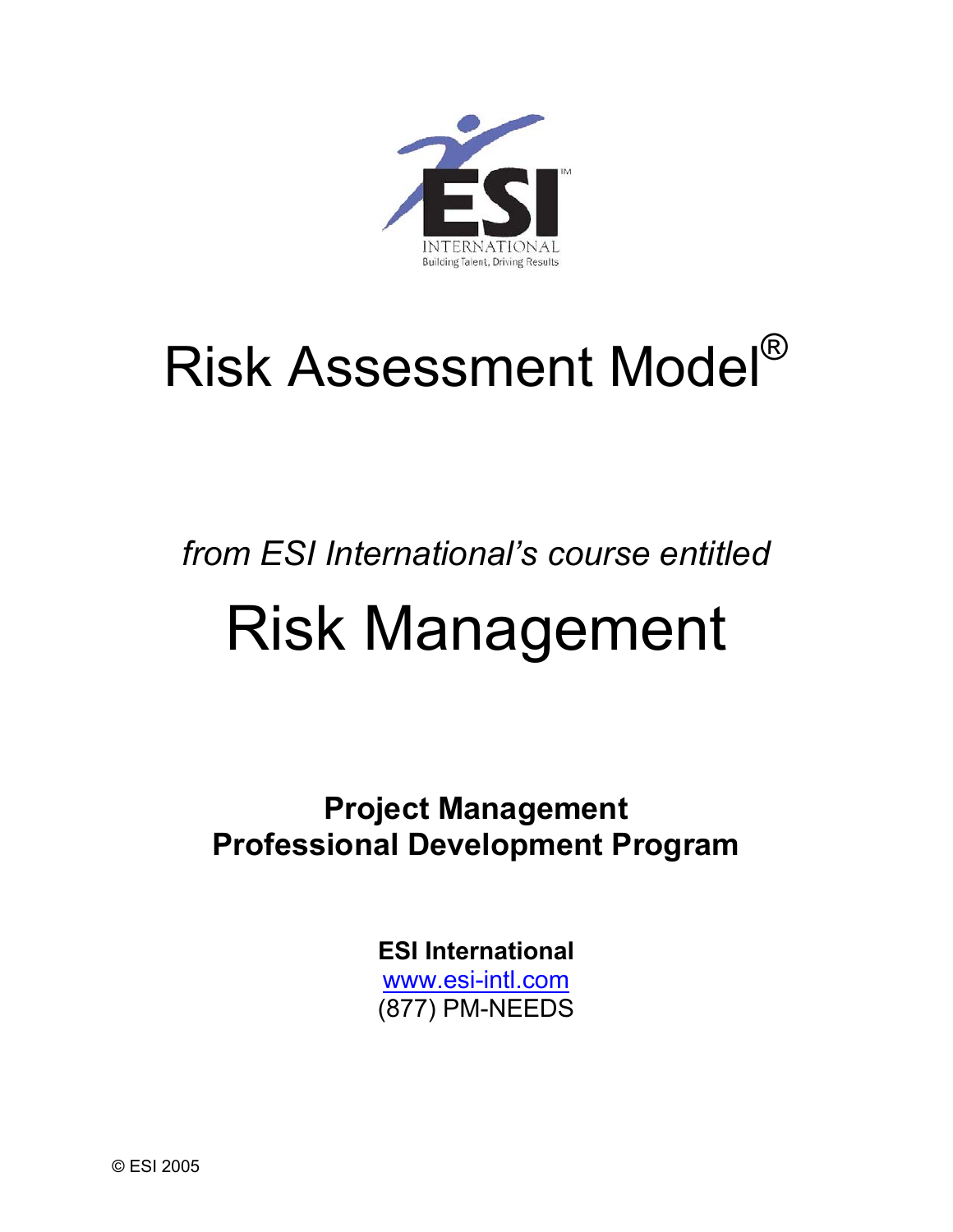# Risk Assessment Model®

*from ESI International's course entitled*

# Risk Management

**Project Management**
**Professional Development Program**

**ESI International**
www.esi-intl.com
(877) PM-NEEDS

© ESI 2005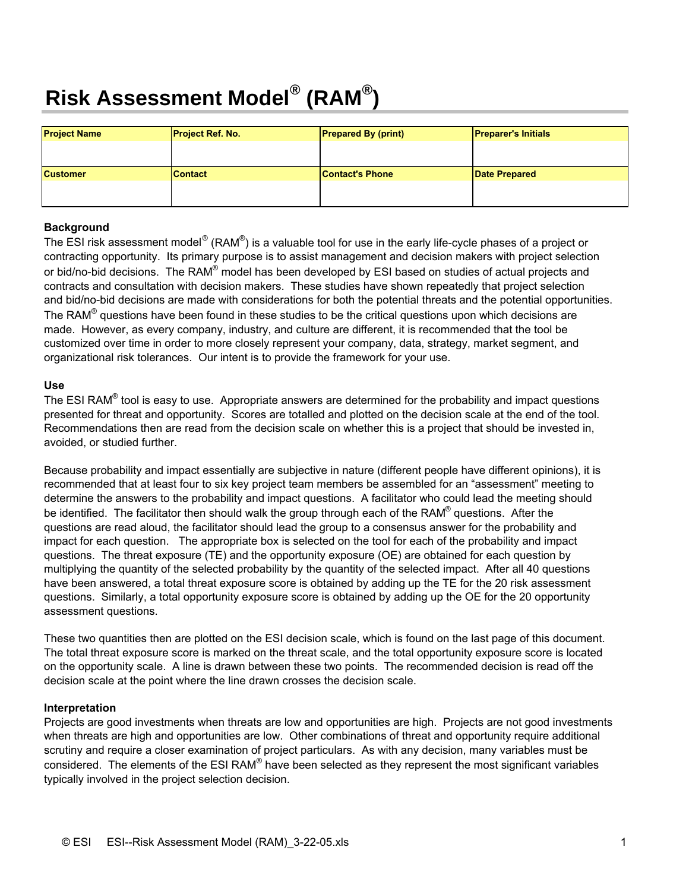# Risk Assessment Model® (RAM®)

| Project Name | Project Ref. No. | Prepared By (print) | Preparer's Initials |
|---|---|---|---|
| | | | |
| **Customer** | **Contact** | **Contact's Phone** | **Date Prepared** |
| | | | |

**Background**

The ESI risk assessment model® (RAM®) is a valuable tool for use in the early life-cycle phases of a project or contracting opportunity. Its primary purpose is to assist management and decision makers with project selection or bid/no-bid decisions. The RAM® model has been developed by ESI based on studies of actual projects and contracts and consultation with decision makers. These studies have shown repeatedly that project selection and bid/no-bid decisions are made with considerations for both the potential threats and the potential opportunities. The RAM® questions have been found in these studies to be the critical questions upon which decisions are made. However, as every company, industry, and culture are different, it is recommended that the tool be customized over time in order to more closely represent your company, data, strategy, market segment, and organizational risk tolerances. Our intent is to provide the framework for your use.

**Use**

The ESI RAM® tool is easy to use. Appropriate answers are determined for the probability and impact questions presented for threat and opportunity. Scores are totalled and plotted on the decision scale at the end of the tool. Recommendations then are read from the decision scale on whether this is a project that should be invested in, avoided, or studied further.

Because probability and impact essentially are subjective in nature (different people have different opinions), it is recommended that at least four to six key project team members be assembled for an "assessment" meeting to determine the answers to the probability and impact questions. A facilitator who could lead the meeting should be identified. The facilitator then should walk the group through each of the RAM® questions. After the questions are read aloud, the facilitator should lead the group to a consensus answer for the probability and impact for each question. The appropriate box is selected on the tool for each of the probability and impact questions. The threat exposure (TE) and the opportunity exposure (OE) are obtained for each question by multiplying the quantity of the selected probability by the quantity of the selected impact. After all 40 questions have been answered, a total threat exposure score is obtained by adding up the TE for the 20 risk assessment questions. Similarly, a total opportunity exposure score is obtained by adding up the OE for the 20 opportunity assessment questions.

These two quantities then are plotted on the ESI decision scale, which is found on the last page of this document. The total threat exposure score is marked on the threat scale, and the total opportunity exposure score is located on the opportunity scale. A line is drawn between these two points. The recommended decision is read off the decision scale at the point where the line drawn crosses the decision scale.

**Interpretation**

Projects are good investments when threats are low and opportunities are high. Projects are not good investments when threats are high and opportunities are low. Other combinations of threat and opportunity require additional scrutiny and require a closer examination of project particulars. As with any decision, many variables must be considered. The elements of the ESI RAM® have been selected as they represent the most significant variables typically involved in the project selection decision.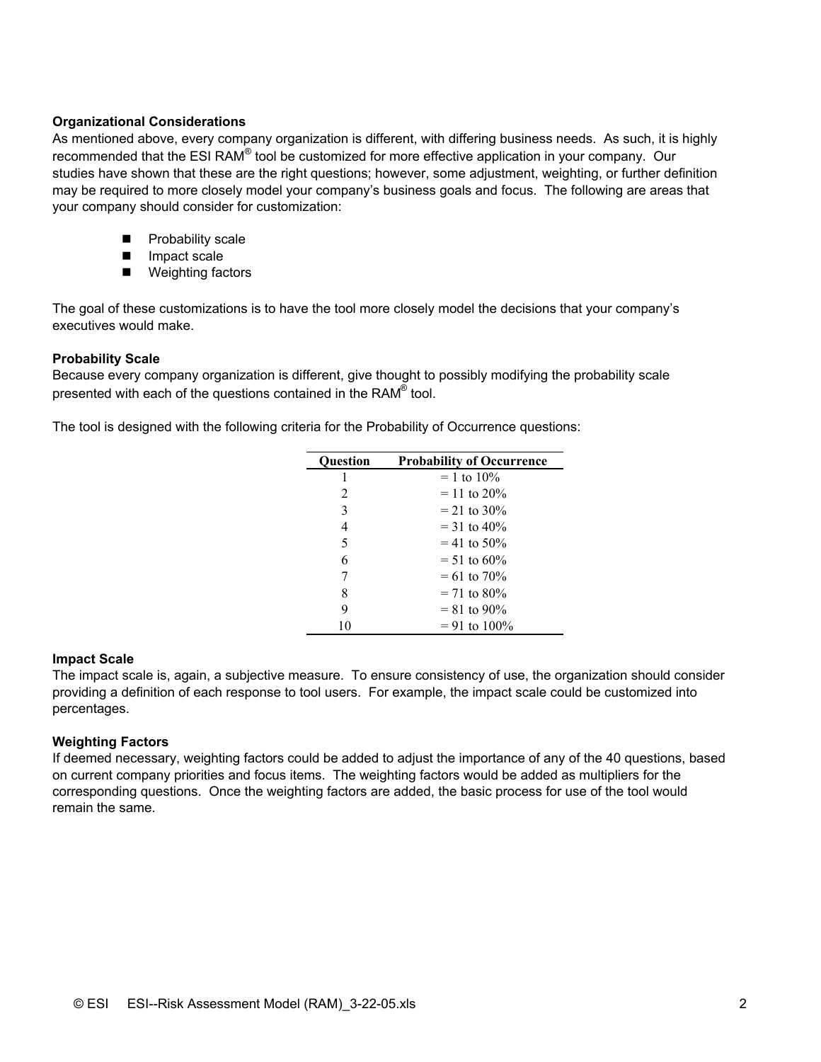**Organizational Considerations**

As mentioned above, every company organization is different, with differing business needs. As such, it is highly recommended that the ESI RAM® tool be customized for more effective application in your company. Our studies have shown that these are the right questions; however, some adjustment, weighting, or further definition may be required to more closely model your company's business goals and focus. The following are areas that your company should consider for customization:

- Probability scale
- Impact scale
- Weighting factors

The goal of these customizations is to have the tool more closely model the decisions that your company's executives would make.

**Probability Scale**

Because every company organization is different, give thought to possibly modifying the probability scale presented with each of the questions contained in the RAM® tool.

The tool is designed with the following criteria for the Probability of Occurrence questions:

| Question | Probability of Occurrence |
|---|---|
| 1 | = 1 to 10% |
| 2 | = 11 to 20% |
| 3 | = 21 to 30% |
| 4 | = 31 to 40% |
| 5 | = 41 to 50% |
| 6 | = 51 to 60% |
| 7 | = 61 to 70% |
| 8 | = 71 to 80% |
| 9 | = 81 to 90% |
| 10 | = 91 to 100% |

**Impact Scale**

The impact scale is, again, a subjective measure. To ensure consistency of use, the organization should consider providing a definition of each response to tool users. For example, the impact scale could be customized into percentages.

**Weighting Factors**

If deemed necessary, weighting factors could be added to adjust the importance of any of the 40 questions, based on current company priorities and focus items. The weighting factors would be added as multipliers for the corresponding questions. Once the weighting factors are added, the basic process for use of the tool would remain the same.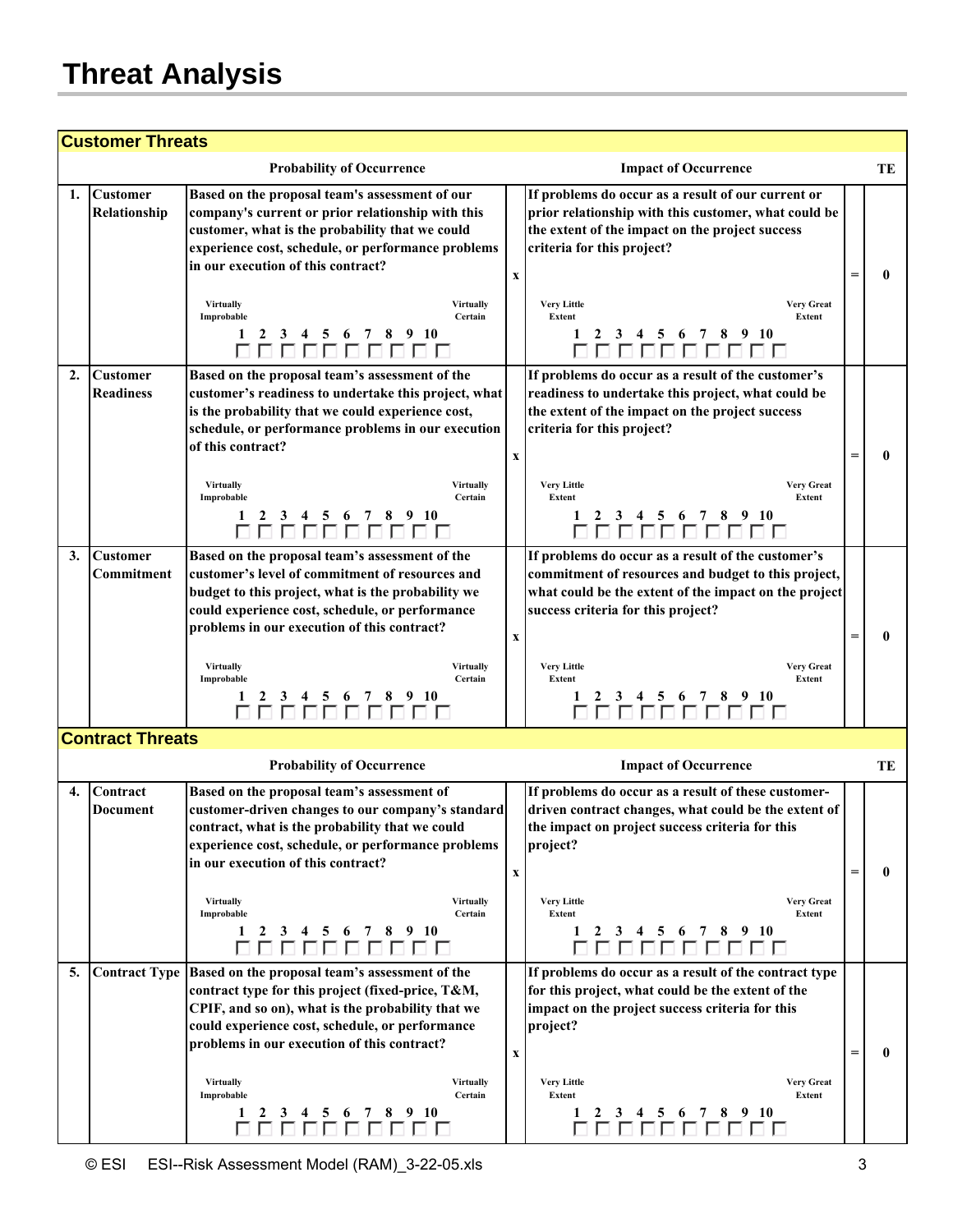# Threat Analysis

## Customer Threats

| | | Probability of Occurrence | | Impact of Occurrence | | TE |
|---|---|---|---|---|---|---|
| 1. | Customer Relationship | Based on the proposal team's assessment of our company's current or prior relationship with this customer, what is the probability that we could experience cost, schedule, or performance problems in our execution of this contract?<br><br>Virtually Improbable — Virtually Certain<br>1 2 3 4 5 6 7 8 9 10 | x | If problems do occur as a result of our current or prior relationship with this customer, what could be the extent of the impact on the project success criteria for this project?<br><br>Very Little Extent — Very Great Extent<br>1 2 3 4 5 6 7 8 9 10 | = | 0 |
| 2. | Customer Readiness | Based on the proposal team's assessment of the customer's readiness to undertake this project, what is the probability that we could experience cost, schedule, or performance problems in our execution of this contract?<br><br>Virtually Improbable — Virtually Certain<br>1 2 3 4 5 6 7 8 9 10 | x | If problems do occur as a result of the customer's readiness to undertake this project, what could be the extent of the impact on the project success criteria for this project?<br><br>Very Little Extent — Very Great Extent<br>1 2 3 4 5 6 7 8 9 10 | = | 0 |
| 3. | Customer Commitment | Based on the proposal team's assessment of the customer's level of commitment of resources and budget to this project, what is the probability we could experience cost, schedule, or performance problems in our execution of this contract?<br><br>Virtually Improbable — Virtually Certain<br>1 2 3 4 5 6 7 8 9 10 | x | If problems do occur as a result of the customer's commitment of resources and budget to this project, what could be the extent of the impact on the project success criteria for this project?<br><br>Very Little Extent — Very Great Extent<br>1 2 3 4 5 6 7 8 9 10 | = | 0 |

## Contract Threats

| | | Probability of Occurrence | | Impact of Occurrence | | TE |
|---|---|---|---|---|---|---|
| 4. | Contract Document | Based on the proposal team's assessment of customer-driven changes to our company's standard contract, what is the probability that we could experience cost, schedule, or performance problems in our execution of this contract?<br><br>Virtually Improbable — Virtually Certain<br>1 2 3 4 5 6 7 8 9 10 | x | If problems do occur as a result of these customer-driven contract changes, what could be the extent of the impact on project success criteria for this project?<br><br>Very Little Extent — Very Great Extent<br>1 2 3 4 5 6 7 8 9 10 | = | 0 |
| 5. | Contract Type | Based on the proposal team's assessment of the contract type for this project (fixed-price, T&M, CPIF, and so on), what is the probability that we could experience cost, schedule, or performance problems in our execution of this contract?<br><br>Virtually Improbable — Virtually Certain<br>1 2 3 4 5 6 7 8 9 10 | x | If problems do occur as a result of the contract type for this project, what could be the extent of the impact on the project success criteria for this project?<br><br>Very Little Extent — Very Great Extent<br>1 2 3 4 5 6 7 8 9 10 | = | 0 |

© ESI ESI--Risk Assessment Model (RAM)_3-22-05.xls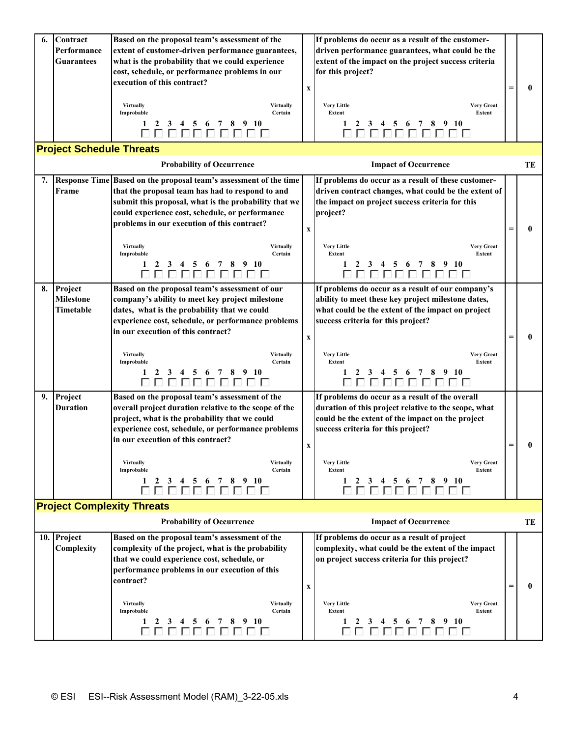| # | Item | Probability of Occurrence | | Impact of Occurrence | | TE |
|---|---|---|---|---|---|---|
| 6. | **Contract Performance Guarantees** | **Based on the proposal team's assessment of the extent of customer-driven performance guarantees, what is the probability that we could experience cost, schedule, or performance problems in our execution of this contract?**<br><br>Virtually Improbable … Virtually Certain<br>1 2 3 4 5 6 7 8 9 10<br>☐ ☐ ☐ ☐ ☐ ☐ ☐ ☐ ☐ ☐ | x | **If problems do occur as a result of the customer-driven performance guarantees, what could be the extent of the impact on the project success criteria for this project?**<br><br>Very Little Extent … Very Great Extent<br>1 2 3 4 5 6 7 8 9 10<br>☐ ☐ ☐ ☐ ☐ ☐ ☐ ☐ ☐ ☐ | = | 0 |

## Project Schedule Threats

| # | Item | Probability of Occurrence | | Impact of Occurrence | | TE |
|---|---|---|---|---|---|---|
| 7. | **Response Time Frame** | **Based on the proposal team's assessment of the time that the proposal team has had to respond to and submit this proposal, what is the probability that we could experience cost, schedule, or performance problems in our execution of this contract?**<br><br>Virtually Improbable … Virtually Certain<br>1 2 3 4 5 6 7 8 9 10<br>☐ ☐ ☐ ☐ ☐ ☐ ☐ ☐ ☐ ☐ | x | **If problems do occur as a result of these customer-driven contract changes, what could be the extent of the impact on project success criteria for this project?**<br><br>Very Little Extent … Very Great Extent<br>1 2 3 4 5 6 7 8 9 10<br>☐ ☐ ☐ ☐ ☐ ☐ ☐ ☐ ☐ ☐ | = | 0 |
| 8. | **Project Milestone Timetable** | **Based on the proposal team's assessment of our company's ability to meet key project milestone dates, what is the probability that we could experience cost, schedule, or performance problems in our execution of this contract?**<br><br>Virtually Improbable … Virtually Certain<br>1 2 3 4 5 6 7 8 9 10<br>☐ ☐ ☐ ☐ ☐ ☐ ☐ ☐ ☐ ☐ | x | **If problems do occur as a result of our company's ability to meet these key project milestone dates, what could be the extent of the impact on project success criteria for this project?**<br><br>Very Little Extent … Very Great Extent<br>1 2 3 4 5 6 7 8 9 10<br>☐ ☐ ☐ ☐ ☐ ☐ ☐ ☐ ☐ ☐ | = | 0 |
| 9. | **Project Duration** | **Based on the proposal team's assessment of the overall project duration relative to the scope of the project, what is the probability that we could experience cost, schedule, or performance problems in our execution of this contract?**<br><br>Virtually Improbable … Virtually Certain<br>1 2 3 4 5 6 7 8 9 10<br>☐ ☐ ☐ ☐ ☐ ☐ ☐ ☐ ☐ ☐ | x | **If problems do occur as a result of the overall duration of this project relative to the scope, what could be the extent of the impact on the project success criteria for this project?**<br><br>Very Little Extent … Very Great Extent<br>1 2 3 4 5 6 7 8 9 10<br>☐ ☐ ☐ ☐ ☐ ☐ ☐ ☐ ☐ ☐ | = | 0 |

## Project Complexity Threats

| # | Item | Probability of Occurrence | | Impact of Occurrence | | TE |
|---|---|---|---|---|---|---|
| 10. | **Project Complexity** | **Based on the proposal team's assessment of the complexity of the project, what is the probability that we could experience cost, schedule, or performance problems in our execution of this contract?**<br><br>Virtually Improbable … Virtually Certain<br>1 2 3 4 5 6 7 8 9 10<br>☐ ☐ ☐ ☐ ☐ ☐ ☐ ☐ ☐ ☐ | x | **If problems do occur as a result of project complexity, what could be the extent of the impact on project success criteria for this project?**<br><br>Very Little Extent … Very Great Extent<br>1 2 3 4 5 6 7 8 9 10<br>☐ ☐ ☐ ☐ ☐ ☐ ☐ ☐ ☐ ☐ | = | 0 |

© ESI ESI--Risk Assessment Model (RAM)_3-22-05.xls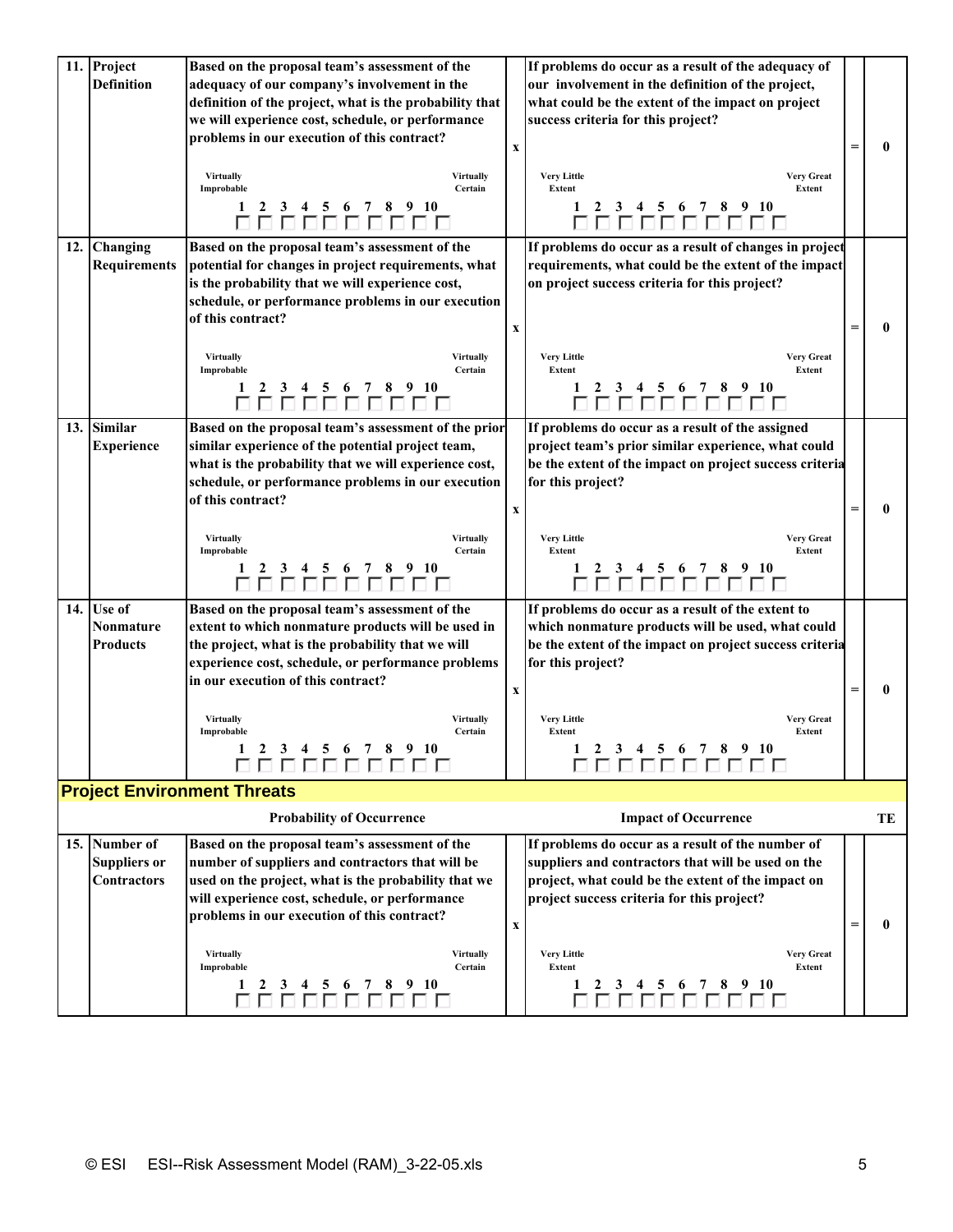| No. | Threat | Probability of Occurrence | | Impact of Occurrence | | TE |
|---|---|---|---|---|---|---|
| 11. | Project Definition | Based on the proposal team's assessment of the adequacy of our company's involvement in the definition of the project, what is the probability that we will experience cost, schedule, or performance problems in our execution of this contract?<br><br>Virtually Improbable … Virtually Certain<br>1 2 3 4 5 6 7 8 9 10<br>☐ ☐ ☐ ☐ ☐ ☐ ☐ ☐ ☐ ☐ | x | If problems do occur as a result of the adequacy of our involvement in the definition of the project, what could be the extent of the impact on project success criteria for this project?<br><br>Very Little Extent … Very Great Extent<br>1 2 3 4 5 6 7 8 9 10<br>☐ ☐ ☐ ☐ ☐ ☐ ☐ ☐ ☐ ☐ | = | 0 |
| 12. | Changing Requirements | Based on the proposal team's assessment of the potential for changes in project requirements, what is the probability that we will experience cost, schedule, or performance problems in our execution of this contract?<br><br>Virtually Improbable … Virtually Certain<br>1 2 3 4 5 6 7 8 9 10<br>☐ ☐ ☐ ☐ ☐ ☐ ☐ ☐ ☐ ☐ | x | If problems do occur as a result of changes in project requirements, what could be the extent of the impact on project success criteria for this project?<br><br>Very Little Extent … Very Great Extent<br>1 2 3 4 5 6 7 8 9 10<br>☐ ☐ ☐ ☐ ☐ ☐ ☐ ☐ ☐ ☐ | = | 0 |
| 13. | Similar Experience | Based on the proposal team's assessment of the prior similar experience of the potential project team, what is the probability that we will experience cost, schedule, or performance problems in our execution of this contract?<br><br>Virtually Improbable … Virtually Certain<br>1 2 3 4 5 6 7 8 9 10<br>☐ ☐ ☐ ☐ ☐ ☐ ☐ ☐ ☐ ☐ | x | If problems do occur as a result of the assigned project team's prior similar experience, what could be the extent of the impact on project success criteria for this project?<br><br>Very Little Extent … Very Great Extent<br>1 2 3 4 5 6 7 8 9 10<br>☐ ☐ ☐ ☐ ☐ ☐ ☐ ☐ ☐ ☐ | = | 0 |
| 14. | Use of Nonmature Products | Based on the proposal team's assessment of the extent to which nonmature products will be used in the project, what is the probability that we will experience cost, schedule, or performance problems in our execution of this contract?<br><br>Virtually Improbable … Virtually Certain<br>1 2 3 4 5 6 7 8 9 10<br>☐ ☐ ☐ ☐ ☐ ☐ ☐ ☐ ☐ ☐ | x | If problems do occur as a result of the extent to which nonmature products will be used, what could be the extent of the impact on project success criteria for this project?<br><br>Very Little Extent … Very Great Extent<br>1 2 3 4 5 6 7 8 9 10<br>☐ ☐ ☐ ☐ ☐ ☐ ☐ ☐ ☐ ☐ | = | 0 |

## Project Environment Threats

| No. | Threat | Probability of Occurrence | | Impact of Occurrence | | TE |
|---|---|---|---|---|---|---|
| 15. | Number of Suppliers or Contractors | Based on the proposal team's assessment of the number of suppliers and contractors that will be used on the project, what is the probability that we will experience cost, schedule, or performance problems in our execution of this contract?<br><br>Virtually Improbable … Virtually Certain<br>1 2 3 4 5 6 7 8 9 10<br>☐ ☐ ☐ ☐ ☐ ☐ ☐ ☐ ☐ ☐ | x | If problems do occur as a result of the number of suppliers and contractors that will be used on the project, what could be the extent of the impact on project success criteria for this project?<br><br>Very Little Extent … Very Great Extent<br>1 2 3 4 5 6 7 8 9 10<br>☐ ☐ ☐ ☐ ☐ ☐ ☐ ☐ ☐ ☐ | = | 0 |

© ESI ESI--Risk Assessment Model (RAM)_3-22-05.xls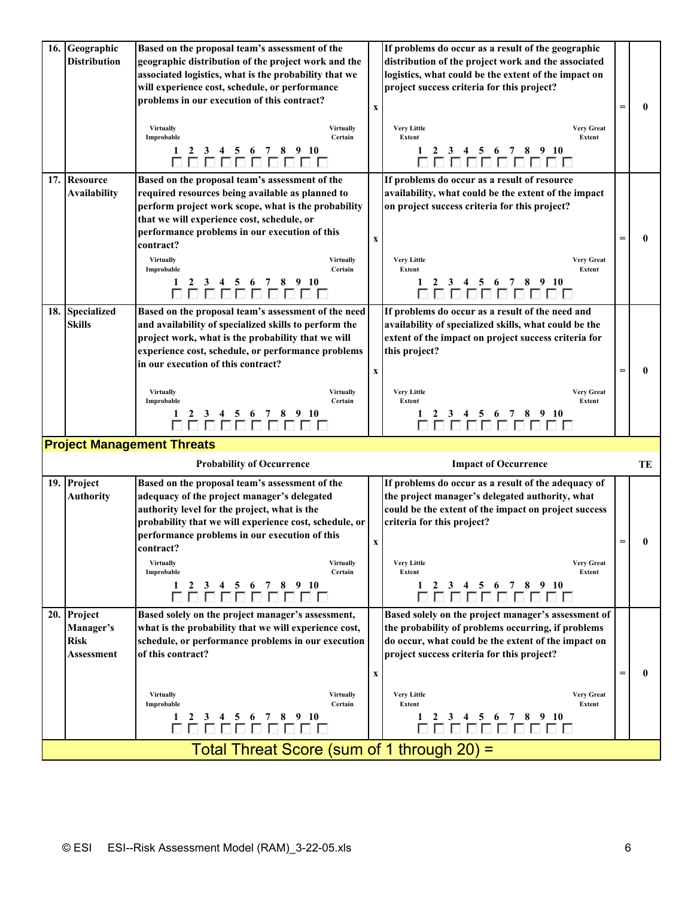| # | Threat | Probability of Occurrence | | Impact of Occurrence | | TE |
|---|---|---|---|---|---|---|
| 16. | Geographic Distribution | Based on the proposal team's assessment of the geographic distribution of the project work and the associated logistics, what is the probability that we will experience cost, schedule, or performance problems in our execution of this contract?<br><br>Virtually Improbable … Virtually Certain<br>1 2 3 4 5 6 7 8 9 10<br>☐ ☐ ☐ ☐ ☐ ☐ ☐ ☐ ☐ ☐ | x | If problems do occur as a result of the geographic distribution of the project work and the associated logistics, what could be the extent of the impact on project success criteria for this project?<br><br>Very Little Extent … Very Great Extent<br>1 2 3 4 5 6 7 8 9 10<br>☐ ☐ ☐ ☐ ☐ ☐ ☐ ☐ ☐ ☐ | = | 0 |
| 17. | Resource Availability | Based on the proposal team's assessment of the required resources being available as planned to perform project work scope, what is the probability that we will experience cost, schedule, or performance problems in our execution of this contract?<br><br>Virtually Improbable … Virtually Certain<br>1 2 3 4 5 6 7 8 9 10<br>☐ ☐ ☐ ☐ ☐ ☐ ☐ ☐ ☐ ☐ | x | If problems do occur as a result of resource availability, what could be the extent of the impact on project success criteria for this project?<br><br>Very Little Extent … Very Great Extent<br>1 2 3 4 5 6 7 8 9 10<br>☐ ☐ ☐ ☐ ☐ ☐ ☐ ☐ ☐ ☐ | = | 0 |
| 18. | Specialized Skills | Based on the proposal team's assessment of the need and availability of specialized skills to perform the project work, what is the probability that we will experience cost, schedule, or performance problems in our execution of this contract?<br><br>Virtually Improbable … Virtually Certain<br>1 2 3 4 5 6 7 8 9 10<br>☐ ☐ ☐ ☐ ☐ ☐ ☐ ☐ ☐ ☐ | x | If problems do occur as a result of the need and availability of specialized skills, what could be the extent of the impact on project success criteria for this project?<br><br>Very Little Extent … Very Great Extent<br>1 2 3 4 5 6 7 8 9 10<br>☐ ☐ ☐ ☐ ☐ ☐ ☐ ☐ ☐ ☐ | = | 0 |

## Project Management Threats

| # | Threat | Probability of Occurrence | | Impact of Occurrence | | TE |
|---|---|---|---|---|---|---|
| 19. | Project Authority | Based on the proposal team's assessment of the adequacy of the project manager's delegated authority level for the project, what is the probability that we will experience cost, schedule, or performance problems in our execution of this contract?<br><br>Virtually Improbable … Virtually Certain<br>1 2 3 4 5 6 7 8 9 10<br>☐ ☐ ☐ ☐ ☐ ☐ ☐ ☐ ☐ ☐ | x | If problems do occur as a result of the adequacy of the project manager's delegated authority, what could be the extent of the impact on project success criteria for this project?<br><br>Very Little Extent … Very Great Extent<br>1 2 3 4 5 6 7 8 9 10<br>☐ ☐ ☐ ☐ ☐ ☐ ☐ ☐ ☐ ☐ | = | 0 |
| 20. | Project Manager's Risk Assessment | Based solely on the project manager's assessment, what is the probability that we will experience cost, schedule, or performance problems in our execution of this contract?<br><br>Virtually Improbable … Virtually Certain<br>1 2 3 4 5 6 7 8 9 10<br>☐ ☐ ☐ ☐ ☐ ☐ ☐ ☐ ☐ ☐ | x | Based solely on the project manager's assessment of the probability of problems occurring, if problems do occur, what could be the extent of the impact on project success criteria for this project?<br><br>Very Little Extent … Very Great Extent<br>1 2 3 4 5 6 7 8 9 10<br>☐ ☐ ☐ ☐ ☐ ☐ ☐ ☐ ☐ ☐ | = | 0 |

**Total Threat Score (sum of 1 through 20) =**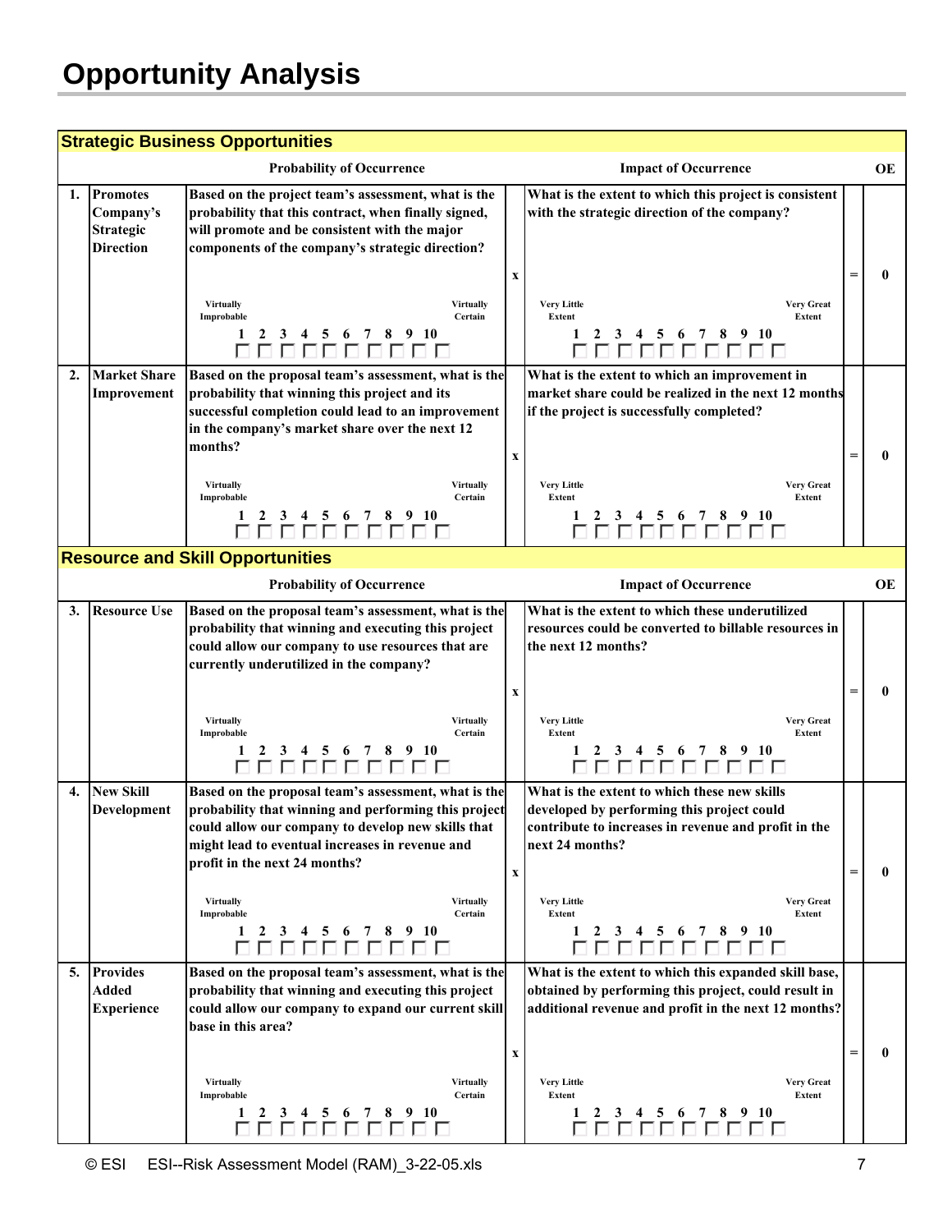# Opportunity Analysis

## Strategic Business Opportunities

| | | Probability of Occurrence | | Impact of Occurrence | | OE |
|---|---|---|---|---|---|---|
| 1. | Promotes Company's Strategic Direction | Based on the project team's assessment, what is the probability that this contract, when finally signed, will promote and be consistent with the major components of the company's strategic direction?<br><br>Virtually Improbable — Virtually Certain<br>1 2 3 4 5 6 7 8 9 10<br>☐ ☐ ☐ ☐ ☐ ☐ ☐ ☐ ☐ ☐ | x | What is the extent to which this project is consistent with the strategic direction of the company?<br><br>Very Little Extent — Very Great Extent<br>1 2 3 4 5 6 7 8 9 10<br>☐ ☐ ☐ ☐ ☐ ☐ ☐ ☐ ☐ ☐ | = | 0 |
| 2. | Market Share Improvement | Based on the proposal team's assessment, what is the probability that winning this project and its successful completion could lead to an improvement in the company's market share over the next 12 months?<br><br>Virtually Improbable — Virtually Certain<br>1 2 3 4 5 6 7 8 9 10<br>☐ ☐ ☐ ☐ ☐ ☐ ☐ ☐ ☐ ☐ | x | What is the extent to which an improvement in market share could be realized in the next 12 months if the project is successfully completed?<br><br>Very Little Extent — Very Great Extent<br>1 2 3 4 5 6 7 8 9 10<br>☐ ☐ ☐ ☐ ☐ ☐ ☐ ☐ ☐ ☐ | = | 0 |

## Resource and Skill Opportunities

| | | Probability of Occurrence | | Impact of Occurrence | | OE |
|---|---|---|---|---|---|---|
| 3. | Resource Use | Based on the proposal team's assessment, what is the probability that winning and executing this project could allow our company to use resources that are currently underutilized in the company?<br><br>Virtually Improbable — Virtually Certain<br>1 2 3 4 5 6 7 8 9 10<br>☐ ☐ ☐ ☐ ☐ ☐ ☐ ☐ ☐ ☐ | x | What is the extent to which these underutilized resources could be converted to billable resources in the next 12 months?<br><br>Very Little Extent — Very Great Extent<br>1 2 3 4 5 6 7 8 9 10<br>☐ ☐ ☐ ☐ ☐ ☐ ☐ ☐ ☐ ☐ | = | 0 |
| 4. | New Skill Development | Based on the proposal team's assessment, what is the probability that winning and performing this project could allow our company to develop new skills that might lead to eventual increases in revenue and profit in the next 24 months?<br><br>Virtually Improbable — Virtually Certain<br>1 2 3 4 5 6 7 8 9 10<br>☐ ☐ ☐ ☐ ☐ ☐ ☐ ☐ ☐ ☐ | x | What is the extent to which these new skills developed by performing this project could contribute to increases in revenue and profit in the next 24 months?<br><br>Very Little Extent — Very Great Extent<br>1 2 3 4 5 6 7 8 9 10<br>☐ ☐ ☐ ☐ ☐ ☐ ☐ ☐ ☐ ☐ | = | 0 |
| 5. | Provides Added Experience | Based on the proposal team's assessment, what is the probability that winning and executing this project could allow our company to expand our current skill base in this area?<br><br>Virtually Improbable — Virtually Certain<br>1 2 3 4 5 6 7 8 9 10<br>☐ ☐ ☐ ☐ ☐ ☐ ☐ ☐ ☐ ☐ | x | What is the extent to which this expanded skill base, obtained by performing this project, could result in additional revenue and profit in the next 12 months?<br><br>Very Little Extent — Very Great Extent<br>1 2 3 4 5 6 7 8 9 10<br>☐ ☐ ☐ ☐ ☐ ☐ ☐ ☐ ☐ ☐ | = | 0 |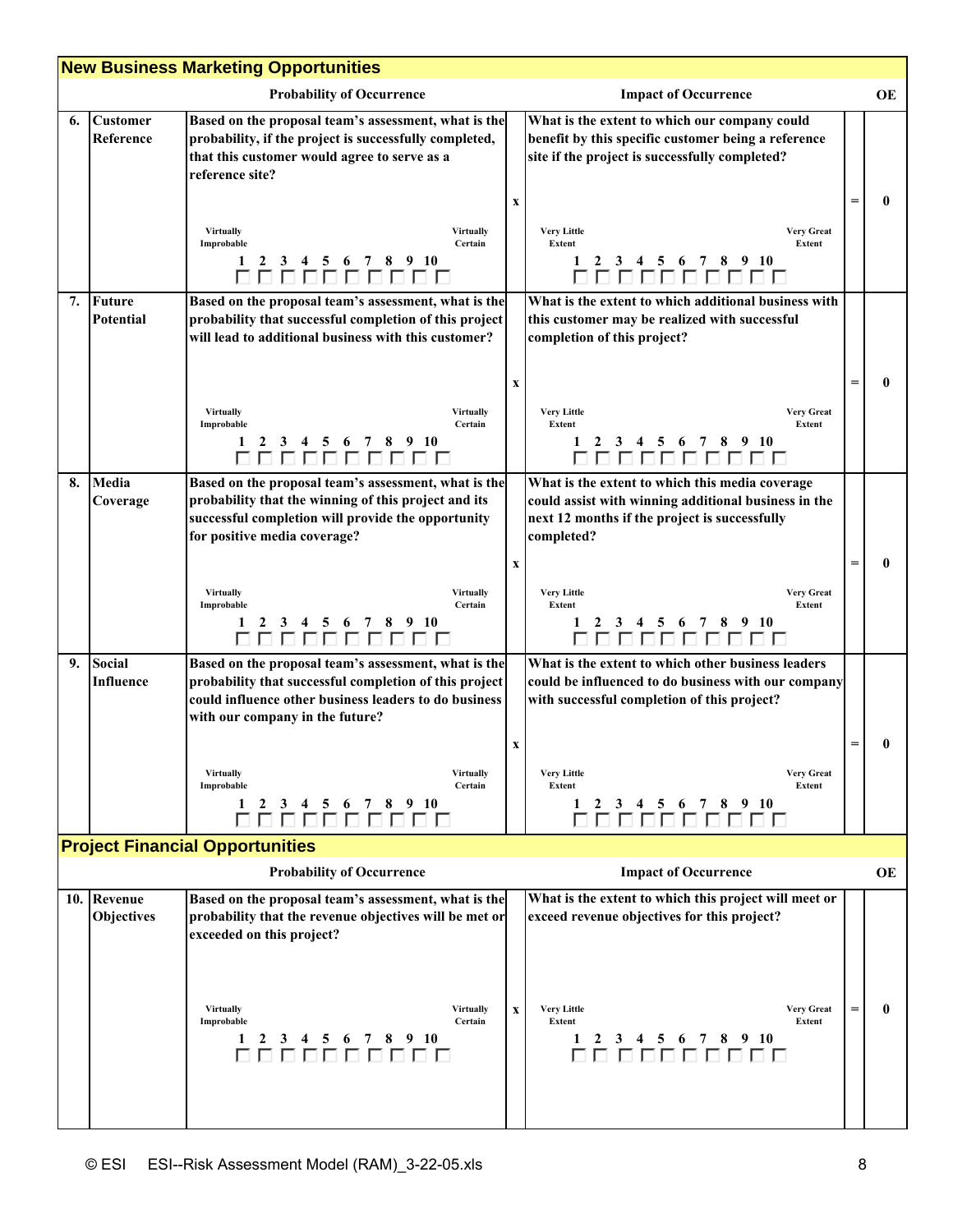## New Business Marketing Opportunities

| # | Item | Probability of Occurrence | | Impact of Occurrence | | OE |
|---|---|---|---|---|---|---|
| 6. | Customer Reference | Based on the proposal team's assessment, what is the probability, if the project is successfully completed, that this customer would agree to serve as a reference site?<br><br>Virtually Improbable … Virtually Certain<br>1 2 3 4 5 6 7 8 9 10<br>☐ ☐ ☐ ☐ ☐ ☐ ☐ ☐ ☐ ☐ | x | What is the extent to which our company could benefit by this specific customer being a reference site if the project is successfully completed?<br><br>Very Little Extent … Very Great Extent<br>1 2 3 4 5 6 7 8 9 10<br>☐ ☐ ☐ ☐ ☐ ☐ ☐ ☐ ☐ ☐ | = | 0 |
| 7. | Future Potential | Based on the proposal team's assessment, what is the probability that successful completion of this project will lead to additional business with this customer?<br><br>Virtually Improbable … Virtually Certain<br>1 2 3 4 5 6 7 8 9 10<br>☐ ☐ ☐ ☐ ☐ ☐ ☐ ☐ ☐ ☐ | x | What is the extent to which additional business with this customer may be realized with successful completion of this project?<br><br>Very Little Extent … Very Great Extent<br>1 2 3 4 5 6 7 8 9 10<br>☐ ☐ ☐ ☐ ☐ ☐ ☐ ☐ ☐ ☐ | = | 0 |
| 8. | Media Coverage | Based on the proposal team's assessment, what is the probability that the winning of this project and its successful completion will provide the opportunity for positive media coverage?<br><br>Virtually Improbable … Virtually Certain<br>1 2 3 4 5 6 7 8 9 10<br>☐ ☐ ☐ ☐ ☐ ☐ ☐ ☐ ☐ ☐ | x | What is the extent to which this media coverage could assist with winning additional business in the next 12 months if the project is successfully completed?<br><br>Very Little Extent … Very Great Extent<br>1 2 3 4 5 6 7 8 9 10<br>☐ ☐ ☐ ☐ ☐ ☐ ☐ ☐ ☐ ☐ | = | 0 |
| 9. | Social Influence | Based on the proposal team's assessment, what is the probability that successful completion of this project could influence other business leaders to do business with our company in the future?<br><br>Virtually Improbable … Virtually Certain<br>1 2 3 4 5 6 7 8 9 10<br>☐ ☐ ☐ ☐ ☐ ☐ ☐ ☐ ☐ ☐ | x | What is the extent to which other business leaders could be influenced to do business with our company with successful completion of this project?<br><br>Very Little Extent … Very Great Extent<br>1 2 3 4 5 6 7 8 9 10<br>☐ ☐ ☐ ☐ ☐ ☐ ☐ ☐ ☐ ☐ | = | 0 |

## Project Financial Opportunities

| # | Item | Probability of Occurrence | | Impact of Occurrence | | OE |
|---|---|---|---|---|---|---|
| 10. | Revenue Objectives | Based on the proposal team's assessment, what is the probability that the revenue objectives will be met or exceeded on this project?<br><br>Virtually Improbable … Virtually Certain<br>1 2 3 4 5 6 7 8 9 10<br>☐ ☐ ☐ ☐ ☐ ☐ ☐ ☐ ☐ ☐ | x | What is the extent to which this project will meet or exceed revenue objectives for this project?<br><br>Very Little Extent … Very Great Extent<br>1 2 3 4 5 6 7 8 9 10<br>☐ ☐ ☐ ☐ ☐ ☐ ☐ ☐ ☐ ☐ | = | 0 |

© ESI ESI--Risk Assessment Model (RAM)_3-22-05.xls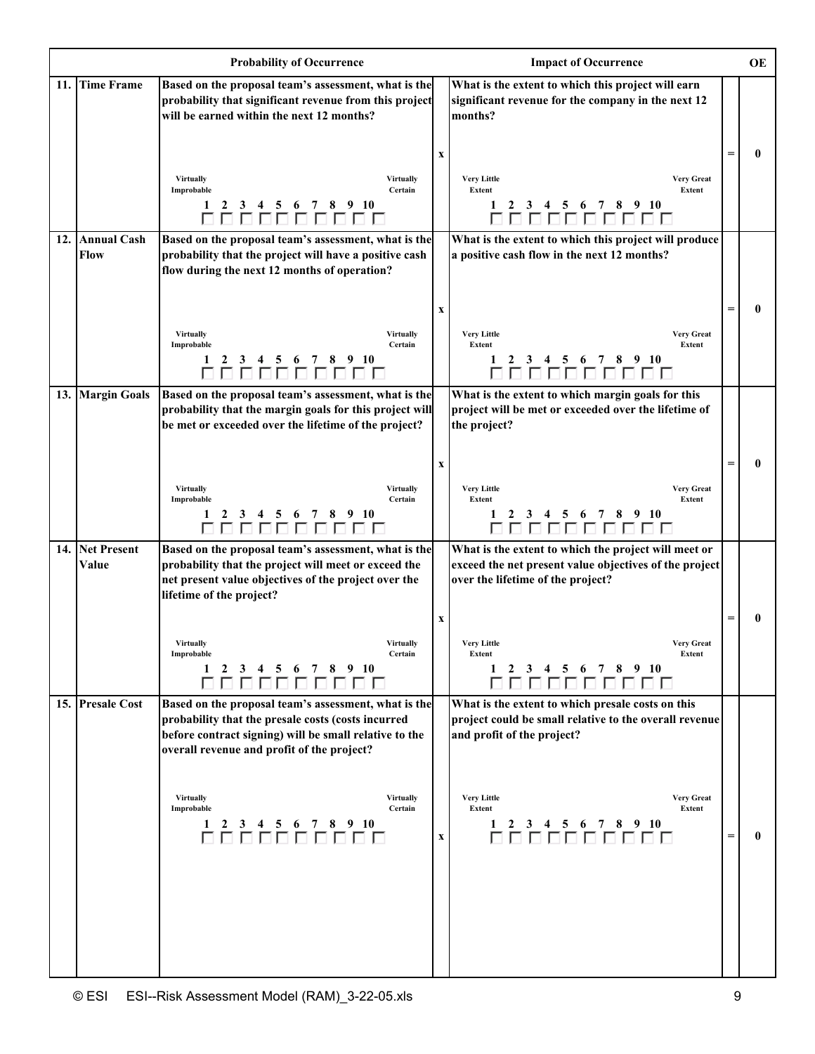| | | Probability of Occurrence | | Impact of Occurrence | | OE |
|---|---|---|---|---|---|---|
| 11. | Time Frame | Based on the proposal team's assessment, what is the probability that significant revenue from this project will be earned within the next 12 months?<br><br>Virtually Improbable … Virtually Certain<br>1 2 3 4 5 6 7 8 9 10<br>☐ ☐ ☐ ☐ ☐ ☐ ☐ ☐ ☐ ☐ | x | What is the extent to which this project will earn significant revenue for the company in the next 12 months?<br><br>Very Little Extent … Very Great Extent<br>1 2 3 4 5 6 7 8 9 10<br>☐ ☐ ☐ ☐ ☐ ☐ ☐ ☐ ☐ ☐ | = | 0 |
| 12. | Annual Cash Flow | Based on the proposal team's assessment, what is the probability that the project will have a positive cash flow during the next 12 months of operation?<br><br>Virtually Improbable … Virtually Certain<br>1 2 3 4 5 6 7 8 9 10<br>☐ ☐ ☐ ☐ ☐ ☐ ☐ ☐ ☐ ☐ | x | What is the extent to which this project will produce a positive cash flow in the next 12 months?<br><br>Very Little Extent … Very Great Extent<br>1 2 3 4 5 6 7 8 9 10<br>☐ ☐ ☐ ☐ ☐ ☐ ☐ ☐ ☐ ☐ | = | 0 |
| 13. | Margin Goals | Based on the proposal team's assessment, what is the probability that the margin goals for this project will be met or exceeded over the lifetime of the project?<br><br>Virtually Improbable … Virtually Certain<br>1 2 3 4 5 6 7 8 9 10<br>☐ ☐ ☐ ☐ ☐ ☐ ☐ ☐ ☐ ☐ | x | What is the extent to which margin goals for this project will be met or exceeded over the lifetime of the project?<br><br>Very Little Extent … Very Great Extent<br>1 2 3 4 5 6 7 8 9 10<br>☐ ☐ ☐ ☐ ☐ ☐ ☐ ☐ ☐ ☐ | = | 0 |
| 14. | Net Present Value | Based on the proposal team's assessment, what is the probability that the project will meet or exceed the net present value objectives of the project over the lifetime of the project?<br><br>Virtually Improbable … Virtually Certain<br>1 2 3 4 5 6 7 8 9 10<br>☐ ☐ ☐ ☐ ☐ ☐ ☐ ☐ ☐ ☐ | x | What is the extent to which the project will meet or exceed the net present value objectives of the project over the lifetime of the project?<br><br>Very Little Extent … Very Great Extent<br>1 2 3 4 5 6 7 8 9 10<br>☐ ☐ ☐ ☐ ☐ ☐ ☐ ☐ ☐ ☐ | = | 0 |
| 15. | Presale Cost | Based on the proposal team's assessment, what is the probability that the presale costs (costs incurred before contract signing) will be small relative to the overall revenue and profit of the project?<br><br>Virtually Improbable … Virtually Certain<br>1 2 3 4 5 6 7 8 9 10<br>☐ ☐ ☐ ☐ ☐ ☐ ☐ ☐ ☐ ☐ | x | What is the extent to which presale costs on this project could be small relative to the overall revenue and profit of the project?<br><br>Very Little Extent … Very Great Extent<br>1 2 3 4 5 6 7 8 9 10<br>☐ ☐ ☐ ☐ ☐ ☐ ☐ ☐ ☐ ☐ | = | 0 |

© ESI ESI--Risk Assessment Model (RAM)_3-22-05.xls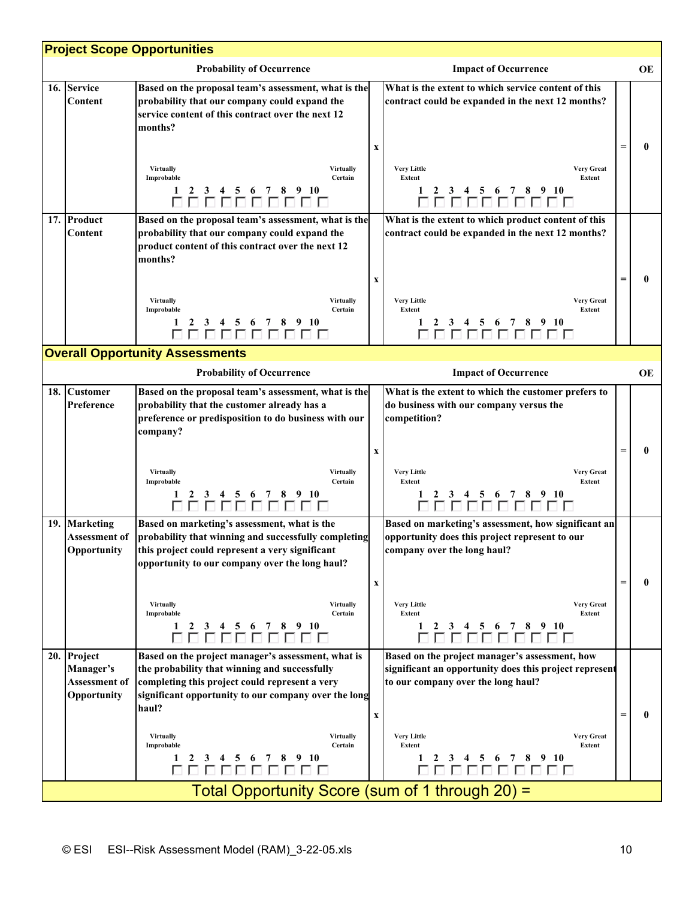## Project Scope Opportunities

| | | Probability of Occurrence | | Impact of Occurrence | | OE |
|---|---|---|---|---|---|---|
| 16. | Service Content | Based on the proposal team's assessment, what is the probability that our company could expand the service content of this contract over the next 12 months?<br><br>Virtually Improbable … Virtually Certain<br>1 2 3 4 5 6 7 8 9 10<br>☐ ☐ ☐ ☐ ☐ ☐ ☐ ☐ ☐ ☐ | x | What is the extent to which service content of this contract could be expanded in the next 12 months?<br><br>Very Little Extent … Very Great Extent<br>1 2 3 4 5 6 7 8 9 10<br>☐ ☐ ☐ ☐ ☐ ☐ ☐ ☐ ☐ ☐ | = | 0 |
| 17. | Product Content | Based on the proposal team's assessment, what is the probability that our company could expand the product content of this contract over the next 12 months?<br><br>Virtually Improbable … Virtually Certain<br>1 2 3 4 5 6 7 8 9 10<br>☐ ☐ ☐ ☐ ☐ ☐ ☐ ☐ ☐ ☐ | x | What is the extent to which product content of this contract could be expanded in the next 12 months?<br><br>Very Little Extent … Very Great Extent<br>1 2 3 4 5 6 7 8 9 10<br>☐ ☐ ☐ ☐ ☐ ☐ ☐ ☐ ☐ ☐ | = | 0 |

## Overall Opportunity Assessments

| | | Probability of Occurrence | | Impact of Occurrence | | OE |
|---|---|---|---|---|---|---|
| 18. | Customer Preference | Based on the proposal team's assessment, what is the probability that the customer already has a preference or predisposition to do business with our company?<br><br>Virtually Improbable … Virtually Certain<br>1 2 3 4 5 6 7 8 9 10<br>☐ ☐ ☐ ☐ ☐ ☐ ☐ ☐ ☐ ☐ | x | What is the extent to which the customer prefers to do business with our company versus the competition?<br><br>Very Little Extent … Very Great Extent<br>1 2 3 4 5 6 7 8 9 10<br>☐ ☐ ☐ ☐ ☐ ☐ ☐ ☐ ☐ ☐ | = | 0 |
| 19. | Marketing Assessment of Opportunity | Based on marketing's assessment, what is the probability that winning and successfully completing this project could represent a very significant opportunity to our company over the long haul?<br><br>Virtually Improbable … Virtually Certain<br>1 2 3 4 5 6 7 8 9 10<br>☐ ☐ ☐ ☐ ☐ ☐ ☐ ☐ ☐ ☐ | x | Based on marketing's assessment, how significant an opportunity does this project represent to our company over the long haul?<br><br>Very Little Extent … Very Great Extent<br>1 2 3 4 5 6 7 8 9 10<br>☐ ☐ ☐ ☐ ☐ ☐ ☐ ☐ ☐ ☐ | = | 0 |
| 20. | Project Manager's Assessment of Opportunity | Based on the project manager's assessment, what is the probability that winning and successfully completing this project could represent a very significant opportunity to our company over the long haul?<br><br>Virtually Improbable … Virtually Certain<br>1 2 3 4 5 6 7 8 9 10<br>☐ ☐ ☐ ☐ ☐ ☐ ☐ ☐ ☐ ☐ | x | Based on the project manager's assessment, how significant an opportunity does this project represent to our company over the long haul?<br><br>Very Little Extent … Very Great Extent<br>1 2 3 4 5 6 7 8 9 10<br>☐ ☐ ☐ ☐ ☐ ☐ ☐ ☐ ☐ ☐ | = | 0 |

**Total Opportunity Score (sum of 1 through 20) =**

© ESI ESI--Risk Assessment Model (RAM)_3-22-05.xls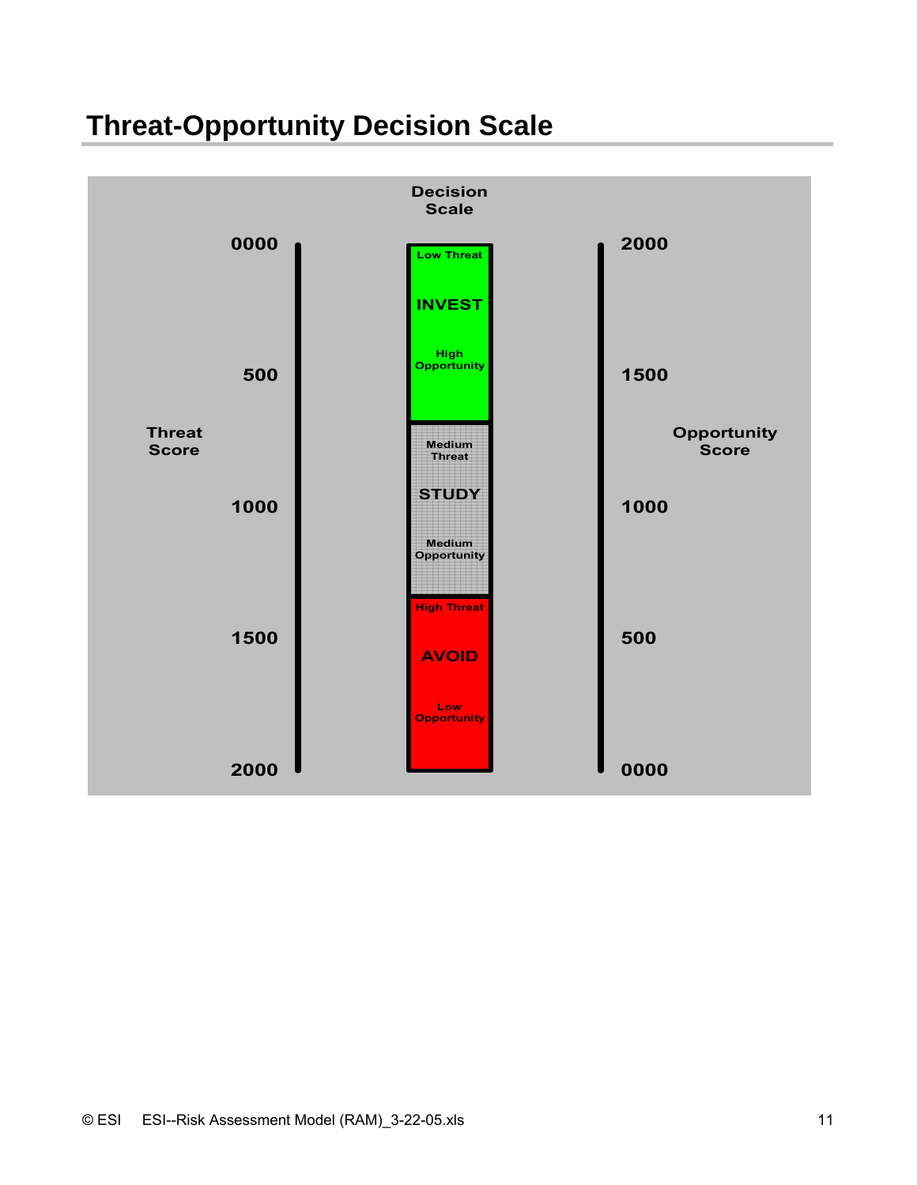# Threat-Opportunity Decision Scale

Decision Scale

Threat Score

0000

500

1000

1500

2000

Low Threat

INVEST

High Opportunity

Medium Threat

STUDY

Medium Opportunity

High Threat

AVOID

Low Opportunity

Opportunity Score

2000

1500

1000

500

0000

© ESI ESI--Risk Assessment Model (RAM)_3-22-05.xls